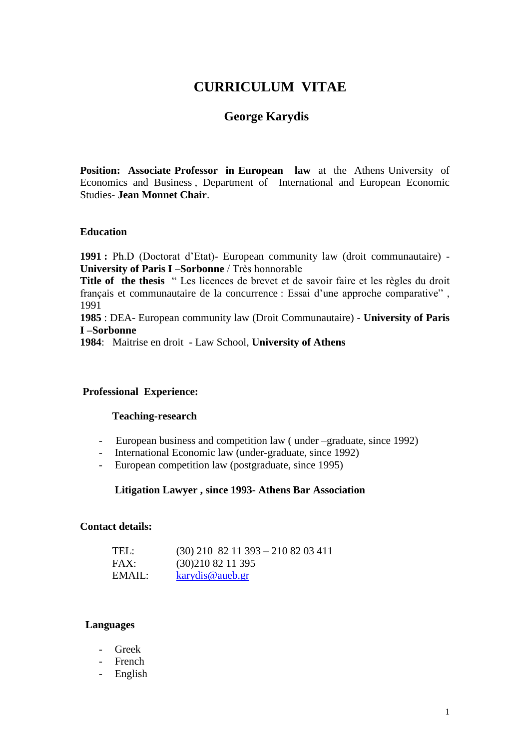# CURRICULUM VITAE

## George Karydis

**Position: Associate Professor in European law** at the Athens University of Economics and Business , Department of International and European Economic Studies- **Jean Monnet Chair**.

### Education

**1991 :** Ph.D (Doctorat d'Etat)- European community law (droit communautaire) - **University of Paris I –Sorbonne** / Très honnorable
**Title of the thesis** " Les licences de brevet et de savoir faire et les règles du droit français et communautaire de la concurrence : Essai d'une approche comparative" , 1991
**1985** : DEA- European community law (Droit Communautaire) - **University of Paris I –Sorbonne**
**1984**: Maitrise en droit - Law School, **University of Athens**

### Professional Experience:

#### Teaching-research

- European business and competition law ( under –graduate, since 1992)
- International Economic law (under-graduate, since 1992)
- European competition law (postgraduate, since 1995)

#### Litigation Lawyer , since 1993- Athens Bar Association

### Contact details:

TEL: (30) 210 82 11 393 – 210 82 03 411
FAX: (30)210 82 11 395
EMAIL: karydis@aueb.gr

### Languages

- Greek
- French
- English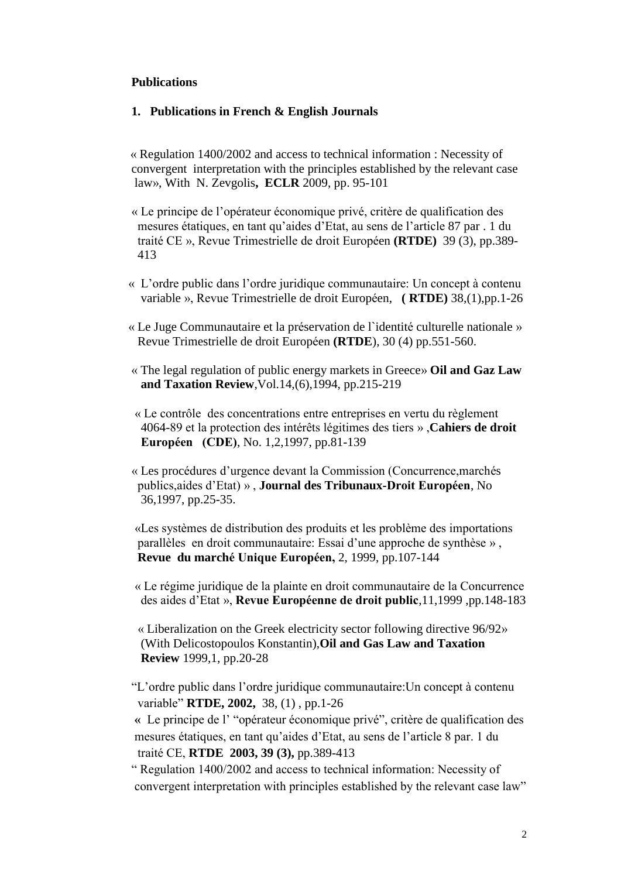**Publications**

**1. Publications in French & English Journals**

« Regulation 1400/2002 and access to technical information : Necessity of convergent interpretation with the principles established by the relevant case law», With N. Zevgolis**, ECLR** 2009, pp. 95-101

« Le principe de l'opérateur économique privé, critère de qualification des mesures étatiques, en tant qu'aides d'Etat, au sens de l'article 87 par . 1 du traité CE », Revue Trimestrielle de droit Européen **(RTDE)** 39 (3), pp.389-413

« L'ordre public dans l'ordre juridique communautaire: Un concept à contenu variable », Revue Trimestrielle de droit Européen, **( RTDE)** 38,(1),pp.1-26

« Le Juge Communautaire et la préservation de l`identité culturelle nationale » Revue Trimestrielle de droit Européen **(RTDE**), 30 (4) pp.551-560.

« The legal regulation of public energy markets in Greece» **Oil and Gaz Law and Taxation Review**,Vol.14,(6),1994, pp.215-219

« Le contrôle des concentrations entre entreprises en vertu du règlement 4064-89 et la protection des intérêts légitimes des tiers » ,**Cahiers de droit Européen (CDE)**, No. 1,2,1997, pp.81-139

« Les procédures d'urgence devant la Commission (Concurrence,marchés publics,aides d'Etat) » , **Journal des Tribunaux-Droit Européen**, No 36,1997, pp.25-35.

«Les systèmes de distribution des produits et les problème des importations parallèles en droit communautaire: Essai d'une approche de synthèse » , **Revue du marché Unique Européen,** 2, 1999, pp.107-144

« Le régime juridique de la plainte en droit communautaire de la Concurrence des aides d'Etat », **Revue Européenne de droit public**,11,1999 ,pp.148-183

« Liberalization on the Greek electricity sector following directive 96/92» (With Delicostopoulos Konstantin),**Oil and Gas Law and Taxation Review** 1999,1, pp.20-28

"L'ordre public dans l'ordre juridique communautaire:Un concept à contenu variable" **RTDE, 2002,** 38, (1) , pp.1-26

**«** Le principe de l' "opérateur économique privé", critère de qualification des mesures étatiques, en tant qu'aides d'Etat, au sens de l'article 8 par. 1 du traité CE, **RTDE 2003, 39 (3),** pp.389-413

" Regulation 1400/2002 and access to technical information: Necessity of convergent interpretation with principles established by the relevant case law"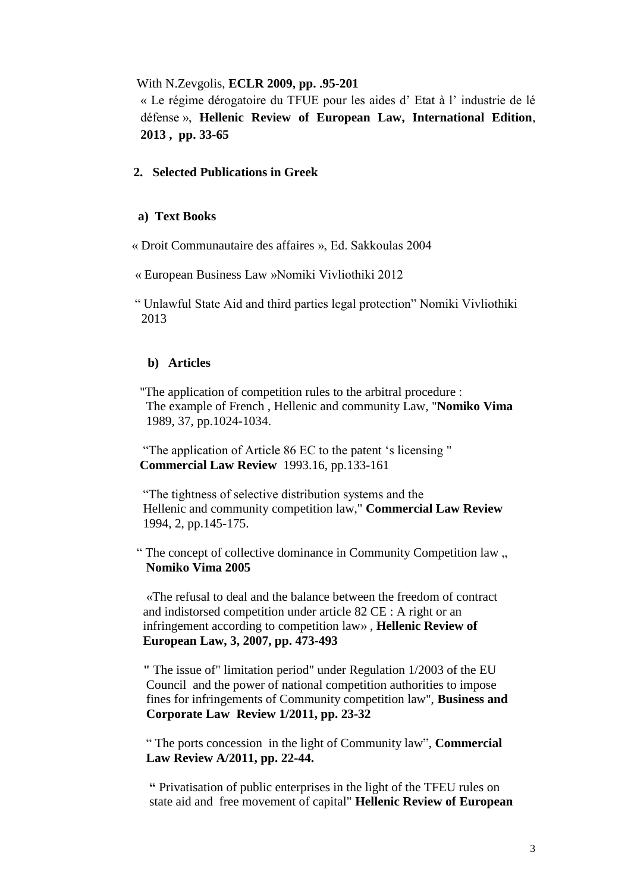With N.Zevgolis, **ECLR 2009, pp. .95-201**

« Le régime dérogatoire du TFUE pour les aides d' Etat à l' industrie de lé défense », **Hellenic Review of European Law, International Edition**, **2013 , pp. 33-65**

## 2. Selected Publications in Greek

### a) Text Books

« Droit Communautaire des affaires », Ed. Sakkoulas 2004

« European Business Law »Nomiki Vivliothiki 2012

" Unlawful State Aid and third parties legal protection" Nomiki Vivliothiki 2013

### b) Articles

"The application of competition rules to the arbitral procedure : The example of French , Hellenic and community Law, "**Nomiko Vima** 1989, 37, pp.1024-1034.

"The application of Article 86 EC to the patent 's licensing " **Commercial Law Review** 1993.16, pp.133-161

"The tightness of selective distribution systems and the Hellenic and community competition law," **Commercial Law Review** 1994, 2, pp.145-175.

" The concept of collective dominance in Community Competition law „ **Nomiko Vima 2005**

«The refusal to deal and the balance between the freedom of contract and indistorsed competition under article 82 CE : A right or an infringement according to competition law» , **Hellenic Review of European Law, 3, 2007, pp. 473-493**

**"** The issue of" limitation period" under Regulation 1/2003 of the EU Council and the power of national competition authorities to impose fines for infringements of Community competition law", **Business and Corporate Law Review 1/2011, pp. 23-32**

" The ports concession in the light of Community law", **Commercial Law Review A/2011, pp. 22-44.**

**"** Privatisation of public enterprises in the light of the TFEU rules on state aid and free movement of capital" **Hellenic Review of European**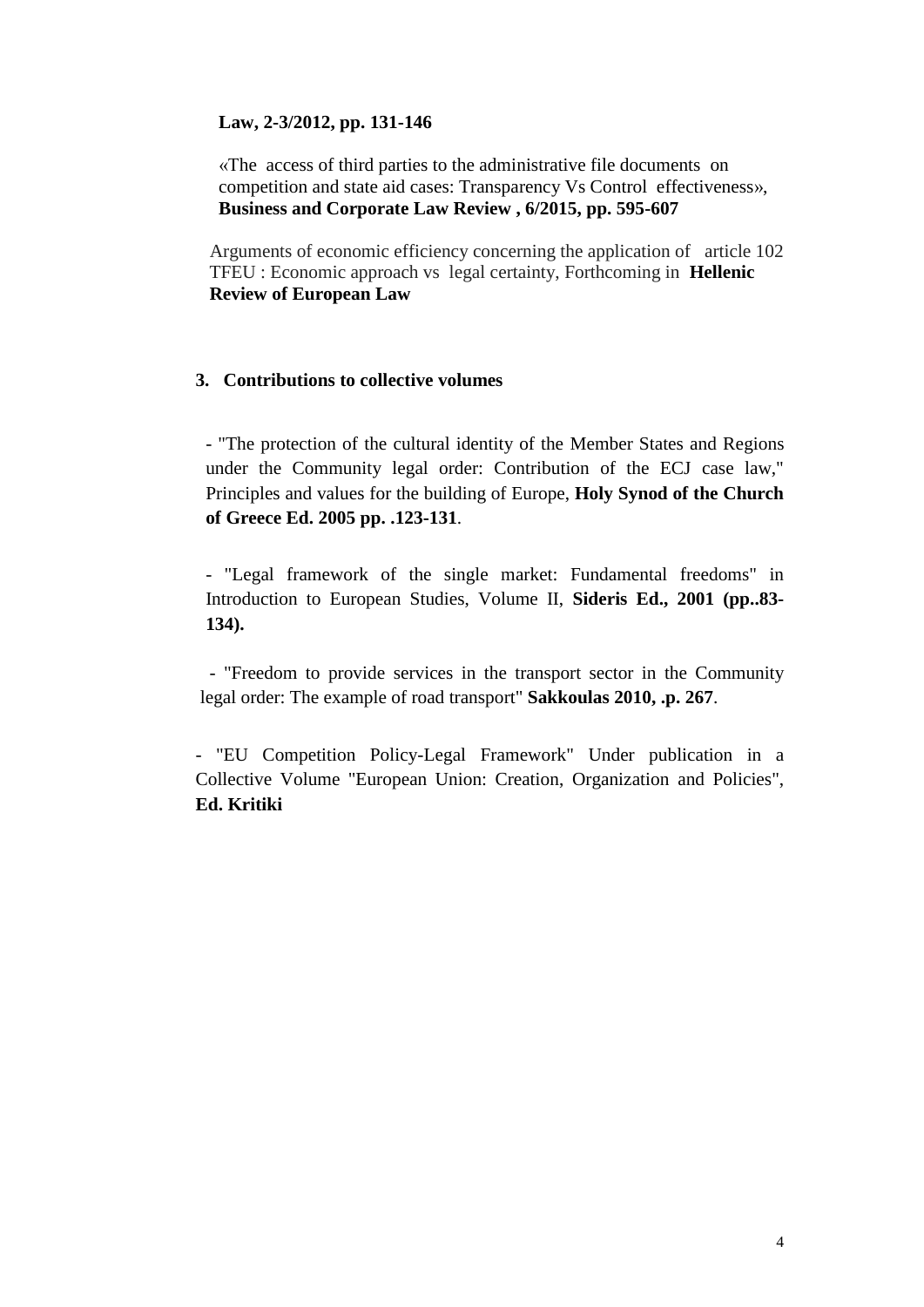**Law, 2-3/2012, pp. 131-146**

«The access of third parties to the administrative file documents on competition and state aid cases: Transparency Vs Control effectiveness», **Business and Corporate Law Review , 6/2015, pp. 595-607**

Arguments of economic efficiency concerning the application of article 102 TFEU : Economic approach vs legal certainty, Forthcoming in **Hellenic Review of European Law**

**3. Contributions to collective volumes**

- "The protection of the cultural identity of the Member States and Regions under the Community legal order: Contribution of the ECJ case law," Principles and values for the building of Europe, **Holy Synod of the Church of Greece Ed. 2005 pp. .123-131**.

- "Legal framework of the single market: Fundamental freedoms" in Introduction to European Studies, Volume II, **Sideris Ed., 2001 (pp..83-134).**

- "Freedom to provide services in the transport sector in the Community legal order: The example of road transport" **Sakkoulas 2010, .p. 267**.

- "EU Competition Policy-Legal Framework" Under publication in a Collective Volume "European Union: Creation, Organization and Policies", **Ed. Kritiki**